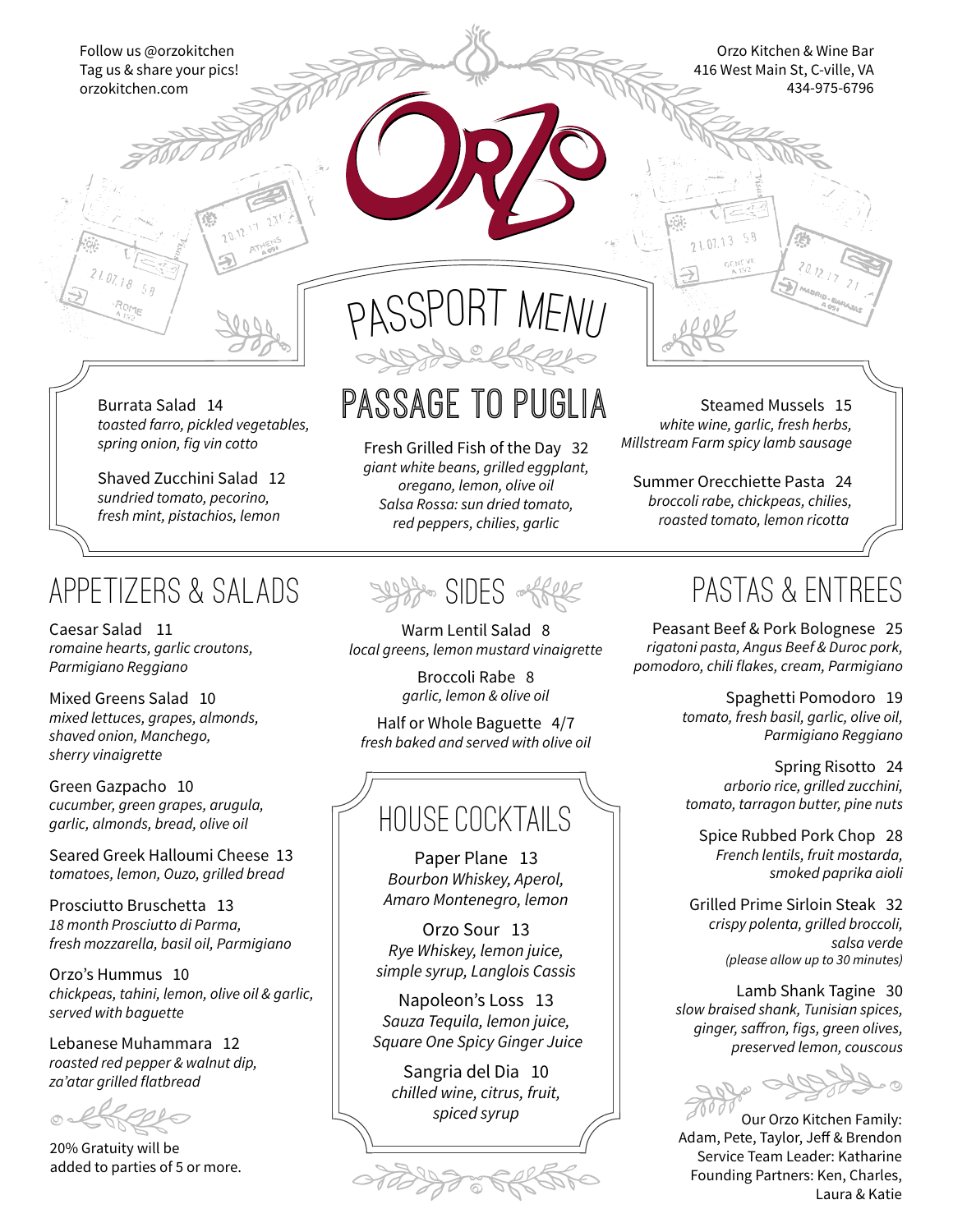Follow us @orzokitchen
Tag us & share your pics!
orzokitchen.com

Orzo Kitchen & Wine Bar
416 West Main St, C-ville, VA
434-975-6796

# ORZO

## PASSPORT MENU

## PASSAGE TO PUGLIA

Burrata Salad 14
*toasted farro, pickled vegetables, spring onion, fig vin cotto*

Shaved Zucchini Salad 12
*sundried tomato, pecorino, fresh mint, pistachios, lemon*

Fresh Grilled Fish of the Day 32
*giant white beans, grilled eggplant, oregano, lemon, olive oil*
*Salsa Rossa: sun dried tomato, red peppers, chilies, garlic*

Steamed Mussels 15
*white wine, garlic, fresh herbs, Millstream Farm spicy lamb sausage*

Summer Orecchiette Pasta 24
*broccoli rabe, chickpeas, chilies, roasted tomato, lemon ricotta*

## APPETIZERS & SALADS

Caesar Salad 11
*romaine hearts, garlic croutons, Parmigiano Reggiano*

Mixed Greens Salad 10
*mixed lettuces, grapes, almonds, shaved onion, Manchego, sherry vinaigrette*

Green Gazpacho 10
*cucumber, green grapes, arugula, garlic, almonds, bread, olive oil*

Seared Greek Halloumi Cheese 13
*tomatoes, lemon, Ouzo, grilled bread*

Prosciutto Bruschetta 13
*18 month Prosciutto di Parma, fresh mozzarella, basil oil, Parmigiano*

Orzo's Hummus 10
*chickpeas, tahini, lemon, olive oil & garlic, served with baguette*

Lebanese Muhammara 12
*roasted red pepper & walnut dip, za'atar grilled flatbread*

20% Gratuity will be added to parties of 5 or more.

## SIDES

Warm Lentil Salad 8
*local greens, lemon mustard vinaigrette*

Broccoli Rabe 8
*garlic, lemon & olive oil*

Half or Whole Baguette 4/7
*fresh baked and served with olive oil*

## HOUSE COCKTAILS

Paper Plane 13
*Bourbon Whiskey, Aperol, Amaro Montenegro, lemon*

Orzo Sour 13
*Rye Whiskey, lemon juice, simple syrup, Langlois Cassis*

Napoleon's Loss 13
*Sauza Tequila, lemon juice, Square One Spicy Ginger Juice*

Sangria del Dia 10
*chilled wine, citrus, fruit, spiced syrup*

## PASTAS & ENTREES

Peasant Beef & Pork Bolognese 25
*rigatoni pasta, Angus Beef & Duroc pork, pomodoro, chili flakes, cream, Parmigiano*

Spaghetti Pomodoro 19
*tomato, fresh basil, garlic, olive oil, Parmigiano Reggiano*

Spring Risotto 24
*arborio rice, grilled zucchini, tomato, tarragon butter, pine nuts*

Spice Rubbed Pork Chop 28
*French lentils, fruit mostarda, smoked paprika aioli*

Grilled Prime Sirloin Steak 32
*crispy polenta, grilled broccoli, salsa verde*
*(please allow up to 30 minutes)*

Lamb Shank Tagine 30
*slow braised shank, Tunisian spices, ginger, saffron, figs, green olives, preserved lemon, couscous*

Our Orzo Kitchen Family:
Adam, Pete, Taylor, Jeff & Brendon
Service Team Leader: Katharine
Founding Partners: Ken, Charles, Laura & Katie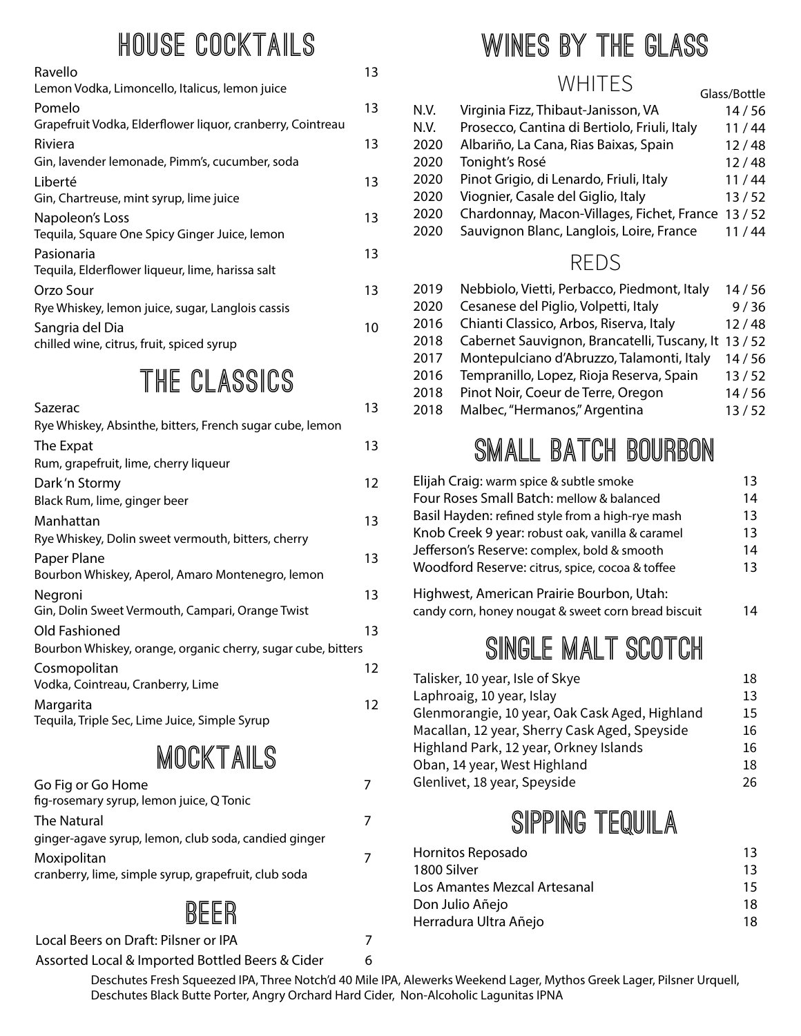# HOUSE COCKTAILS

**Ravello** — 13
Lemon Vodka, Limoncello, Italicus, lemon juice

**Pomelo** — 13
Grapefruit Vodka, Elderflower liquor, cranberry, Cointreau

**Riviera** — 13
Gin, lavender lemonade, Pimm's, cucumber, soda

**Liberté** — 13
Gin, Chartreuse, mint syrup, lime juice

**Napoleon's Loss** — 13
Tequila, Square One Spicy Ginger Juice, lemon

**Pasionaria** — 13
Tequila, Elderflower liqueur, lime, harissa salt

**Orzo Sour** — 13
Rye Whiskey, lemon juice, sugar, Langlois cassis

**Sangria del Dia** — 10
chilled wine, citrus, fruit, spiced syrup

# THE CLASSICS

**Sazerac** — 13
Rye Whiskey, Absinthe, bitters, French sugar cube, lemon

**The Expat** — 13
Rum, grapefruit, lime, cherry liqueur

**Dark 'n Stormy** — 12
Black Rum, lime, ginger beer

**Manhattan** — 13
Rye Whiskey, Dolin sweet vermouth, bitters, cherry

**Paper Plane** — 13
Bourbon Whiskey, Aperol, Amaro Montenegro, lemon

**Negroni** — 13
Gin, Dolin Sweet Vermouth, Campari, Orange Twist

**Old Fashioned** — 13
Bourbon Whiskey, orange, organic cherry, sugar cube, bitters

**Cosmopolitan** — 12
Vodka, Cointreau, Cranberry, Lime

**Margarita** — 12
Tequila, Triple Sec, Lime Juice, Simple Syrup

# MOCKTAILS

**Go Fig or Go Home** — 7
fig-rosemary syrup, lemon juice, Q Tonic

**The Natural** — 7
ginger-agave syrup, lemon, club soda, candied ginger

**Moxipolitan** — 7
cranberry, lime, simple syrup, grapefruit, club soda

# BEER

| | |
|---|---|
| Local Beers on Draft: Pilsner or IPA | 7 |
| Assorted Local & Imported Bottled Beers & Cider | 6 |

Deschutes Fresh Squeezed IPA, Three Notch'd 40 Mile IPA, Alewerks Weekend Lager, Mythos Greek Lager, Pilsner Urquell, Deschutes Black Butte Porter, Angry Orchard Hard Cider, Non-Alcoholic Lagunitas IPNA

# WINES BY THE GLASS

## WHITES

| | | Glass/Bottle |
|---|---|---|
| N.V. | Virginia Fizz, Thibaut-Janisson, VA | 14 / 56 |
| N.V. | Prosecco, Cantina di Bertiolo, Friuli, Italy | 11 / 44 |
| 2020 | Albariño, La Cana, Rias Baixas, Spain | 12 / 48 |
| 2020 | Tonight's Rosé | 12 / 48 |
| 2020 | Pinot Grigio, di Lenardo, Friuli, Italy | 11 / 44 |
| 2020 | Viognier, Casale del Giglio, Italy | 13 / 52 |
| 2020 | Chardonnay, Macon-Villages, Fichet, France | 13 / 52 |
| 2020 | Sauvignon Blanc, Langlois, Loire, France | 11 / 44 |

## REDS

| | | |
|---|---|---|
| 2019 | Nebbiolo, Vietti, Perbacco, Piedmont, Italy | 14 / 56 |
| 2020 | Cesanese del Piglio, Volpetti, Italy | 9 / 36 |
| 2016 | Chianti Classico, Arbos, Riserva, Italy | 12 / 48 |
| 2018 | Cabernet Sauvignon, Brancatelli, Tuscany, It | 13 / 52 |
| 2017 | Montepulciano d'Abruzzo, Talamonti, Italy | 14 / 56 |
| 2016 | Tempranillo, Lopez, Rioja Reserva, Spain | 13 / 52 |
| 2018 | Pinot Noir, Coeur de Terre, Oregon | 14 / 56 |
| 2018 | Malbec, "Hermanos," Argentina | 13 / 52 |

# SMALL BATCH BOURBON

| | |
|---|---|
| Elijah Craig: warm spice & subtle smoke | 13 |
| Four Roses Small Batch: mellow & balanced | 14 |
| Basil Hayden: refined style from a high-rye mash | 13 |
| Knob Creek 9 year: robust oak, vanilla & caramel | 13 |
| Jefferson's Reserve: complex, bold & smooth | 14 |
| Woodford Reserve: citrus, spice, cocoa & toffee | 13 |
| Highwest, American Prairie Bourbon, Utah: candy corn, honey nougat & sweet corn bread biscuit | 14 |

# SINGLE MALT SCOTCH

| | |
|---|---|
| Talisker, 10 year, Isle of Skye | 18 |
| Laphroaig, 10 year, Islay | 13 |
| Glenmorangie, 10 year, Oak Cask Aged, Highland | 15 |
| Macallan, 12 year, Sherry Cask Aged, Speyside | 16 |
| Highland Park, 12 year, Orkney Islands | 16 |
| Oban, 14 year, West Highland | 18 |
| Glenlivet, 18 year, Speyside | 26 |

# SIPPING TEQUILA

| | |
|---|---|
| Hornitos Reposado | 13 |
| 1800 Silver | 13 |
| Los Amantes Mezcal Artesanal | 15 |
| Don Julio Añejo | 18 |
| Herradura Ultra Añejo | 18 |